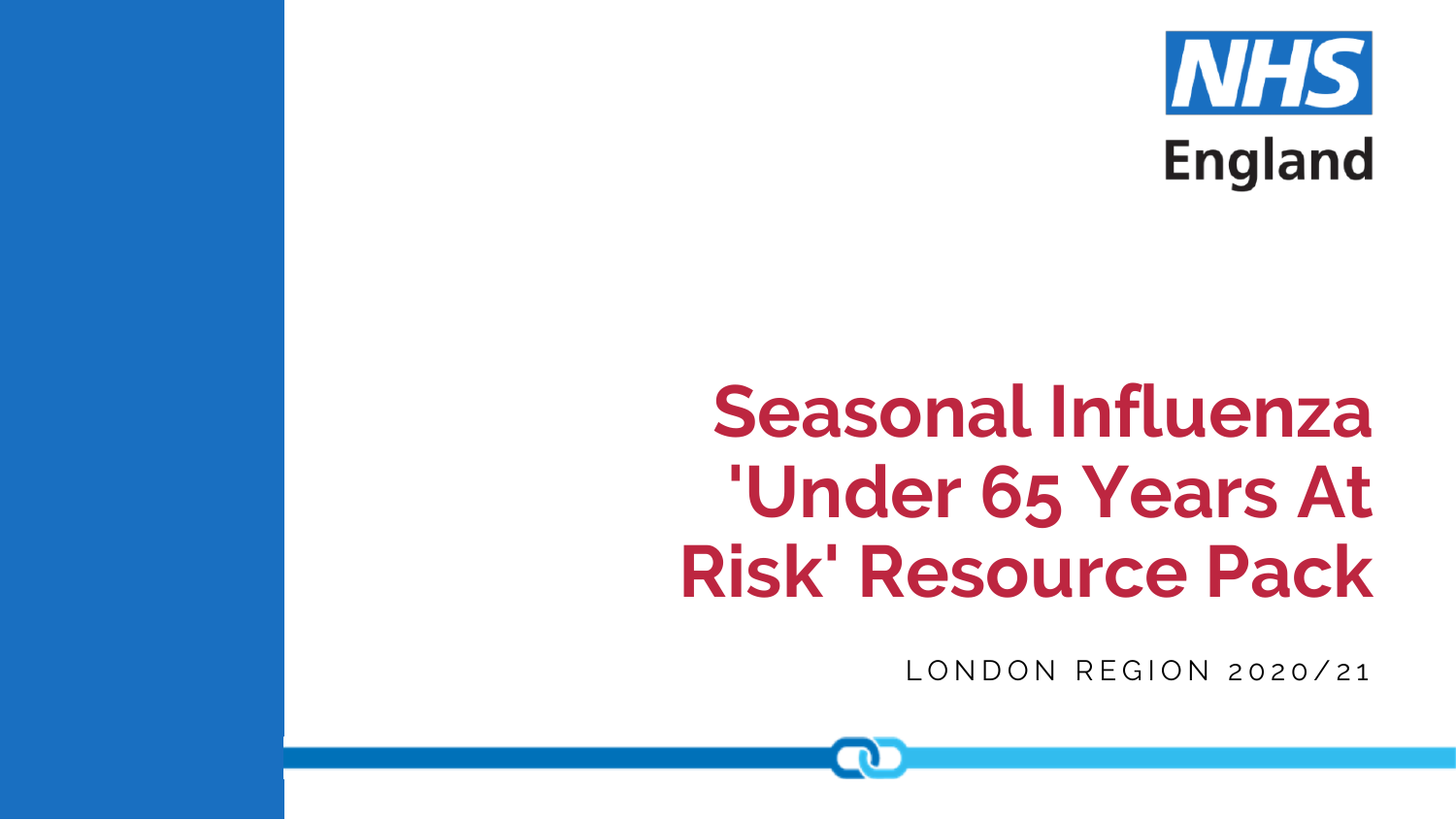NHS England

# Seasonal Influenza 'Under 65 Years At Risk' Resource Pack

LONDON REGION 2020/21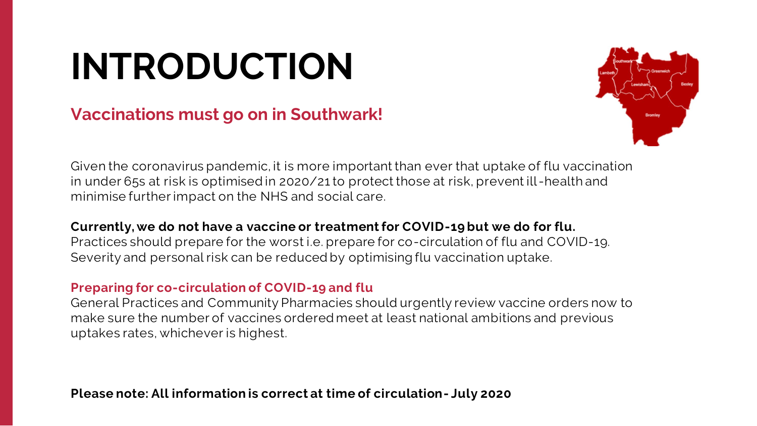# INTRODUCTION

## Vaccinations must go on in Southwark!

Given the coronavirus pandemic, it is more important than ever that uptake of flu vaccination in under 65s at risk is optimised in 2020/21 to protect those at risk, prevent ill-health and minimise further impact on the NHS and social care.

**Currently, we do not have a vaccine or treatment for COVID-19 but we do for flu.**
Practices should prepare for the worst i.e. prepare for co-circulation of flu and COVID-19. Severity and personal risk can be reduced by optimising flu vaccination uptake.

### Preparing for co-circulation of COVID-19 and flu

General Practices and Community Pharmacies should urgently review vaccine orders now to make sure the number of vaccines ordered meet at least national ambitions and previous uptakes rates, whichever is highest.

**Please note: All information is correct at time of circulation - July 2020**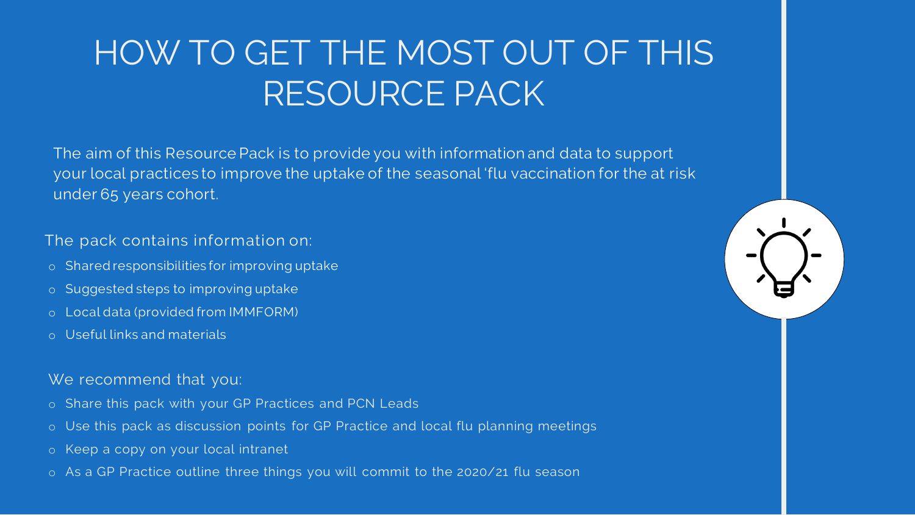# HOW TO GET THE MOST OUT OF THIS RESOURCE PACK

The aim of this Resource Pack is to provide you with information and data to support your local practices to improve the uptake of the seasonal 'flu vaccination for the at risk under 65 years cohort.

The pack contains information on:

- Shared responsibilities for improving uptake
- Suggested steps to improving uptake
- Local data (provided from IMMFORM)
- Useful links and materials

We recommend that you:

- Share this pack with your GP Practices and PCN Leads
- Use this pack as discussion points for GP Practice and local flu planning meetings
- Keep a copy on your local intranet
- As a GP Practice outline three things you will commit to the 2020/21 flu season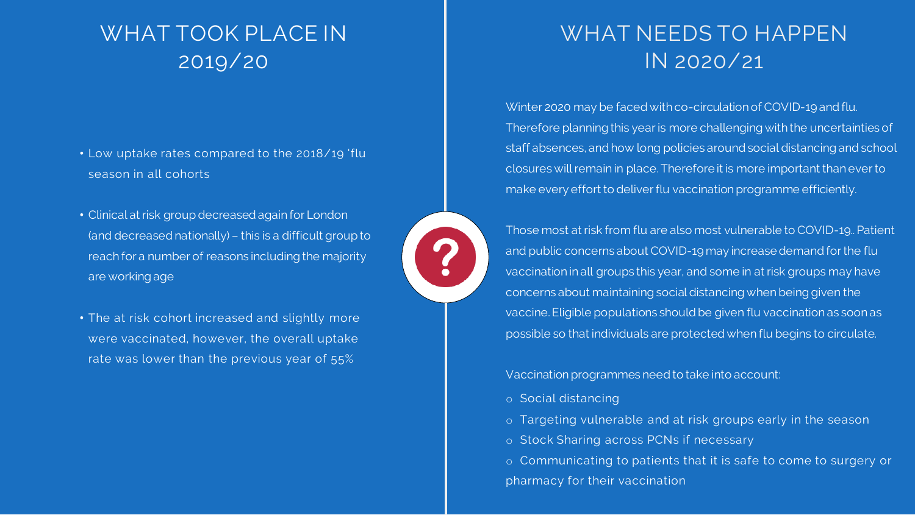## WHAT TOOK PLACE IN 2019/20

- Low uptake rates compared to the 2018/19 'flu season in all cohorts
- Clinical at risk group decreased again for London (and decreased nationally) – this is a difficult group to reach for a number of reasons including the majority are working age
- The at risk cohort increased and slightly more were vaccinated, however, the overall uptake rate was lower than the previous year of 55%

## WHAT NEEDS TO HAPPEN IN 2020/21

Winter 2020 may be faced with co-circulation of COVID-19 and flu. Therefore planning this year is more challenging with the uncertainties of staff absences, and how long policies around social distancing and school closures will remain in place. Therefore it is more important than ever to make every effort to deliver flu vaccination programme efficiently.

Those most at risk from flu are also most vulnerable to COVID-19.. Patient and public concerns about COVID-19 may increase demand for the flu vaccination in all groups this year, and some in at risk groups may have concerns about maintaining social distancing when being given the vaccine. Eligible populations should be given flu vaccination as soon as possible so that individuals are protected when flu begins to circulate.

Vaccination programmes need to take into account:

- Social distancing
- Targeting vulnerable and at risk groups early in the season
- Stock Sharing across PCNs if necessary
- Communicating to patients that it is safe to come to surgery or pharmacy for their vaccination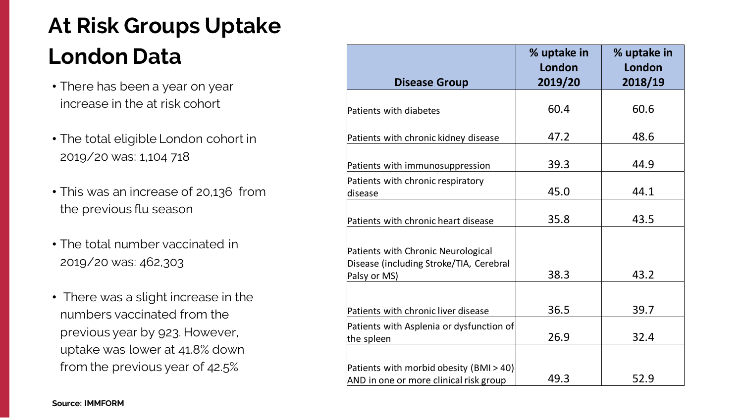# At Risk Groups Uptake London Data

- There has been a year on year increase in the at risk cohort
- The total eligible London cohort in 2019/20 was: 1,104 718
- This was an increase of 20,136 from the previous flu season
- The total number vaccinated in 2019/20 was: 462,303
- There was a slight increase in the numbers vaccinated from the previous year by 923. However, uptake was lower at 41.8% down from the previous year of 42.5%

| Disease Group | % uptake in London 2019/20 | % uptake in London 2018/19 |
|---|---|---|
| Patients with diabetes | 60.4 | 60.6 |
| Patients with chronic kidney disease | 47.2 | 48.6 |
| Patients with immunosuppression | 39.3 | 44.9 |
| Patients with chronic respiratory disease | 45.0 | 44.1 |
| Patients with chronic heart disease | 35.8 | 43.5 |
| Patients with Chronic Neurological Disease (including Stroke/TIA, Cerebral Palsy or MS) | 38.3 | 43.2 |
| Patients with chronic liver disease | 36.5 | 39.7 |
| Patients with Asplenia or dysfunction of the spleen | 26.9 | 32.4 |
| Patients with morbid obesity (BMI > 40) AND in one or more clinical risk group | 49.3 | 52.9 |

**Source: IMMFORM**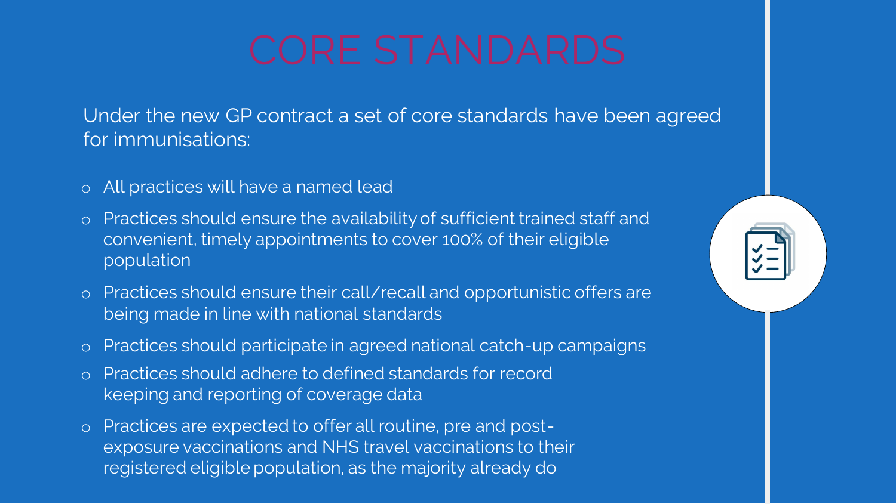# CORE STANDARDS

Under the new GP contract a set of core standards have been agreed for immunisations:

- All practices will have a named lead
- Practices should ensure the availability of sufficient trained staff and convenient, timely appointments to cover 100% of their eligible population
- Practices should ensure their call/recall and opportunistic offers are being made in line with national standards
- Practices should participate in agreed national catch-up campaigns
- Practices should adhere to defined standards for record keeping and reporting of coverage data
- Practices are expected to offer all routine, pre and post-exposure vaccinations and NHS travel vaccinations to their registered eligible population, as the majority already do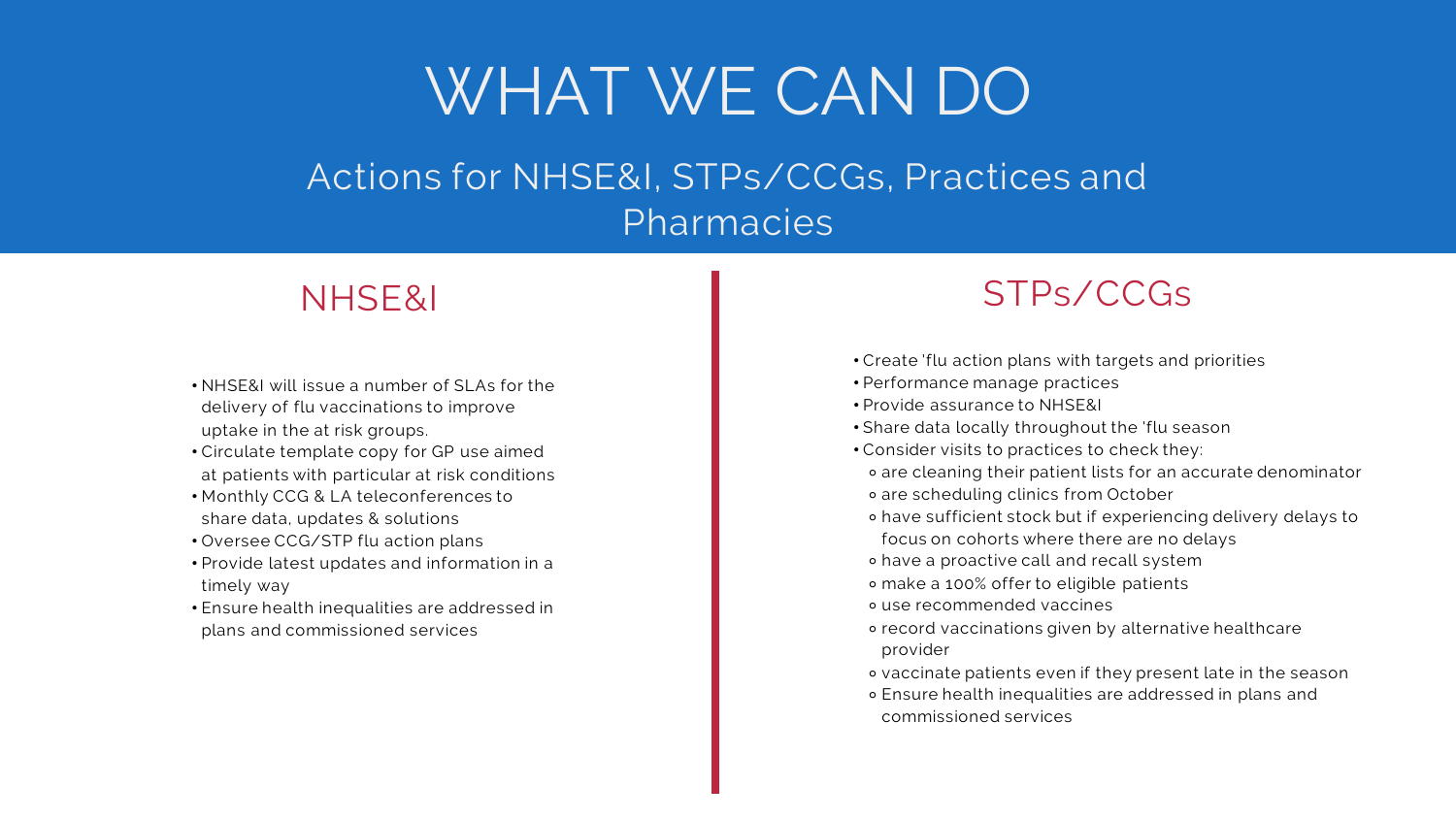# WHAT WE CAN DO

Actions for NHSE&I, STPs/CCGs, Practices and Pharmacies

## NHSE&I

- NHSE&I will issue a number of SLAs for the delivery of flu vaccinations to improve uptake in the at risk groups.
- Circulate template copy for GP use aimed at patients with particular at risk conditions
- Monthly CCG & LA teleconferences to share data, updates & solutions
- Oversee CCG/STP flu action plans
- Provide latest updates and information in a timely way
- Ensure health inequalities are addressed in plans and commissioned services

## STPs/CCGs

- Create 'flu action plans with targets and priorities
- Performance manage practices
- Provide assurance to NHSE&I
- Share data locally throughout the 'flu season
- Consider visits to practices to check they:
  - are cleaning their patient lists for an accurate denominator
  - are scheduling clinics from October
  - have sufficient stock but if experiencing delivery delays to focus on cohorts where there are no delays
  - have a proactive call and recall system
  - make a 100% offer to eligible patients
  - use recommended vaccines
  - record vaccinations given by alternative healthcare provider
  - vaccinate patients even if they present late in the season
  - Ensure health inequalities are addressed in plans and commissioned services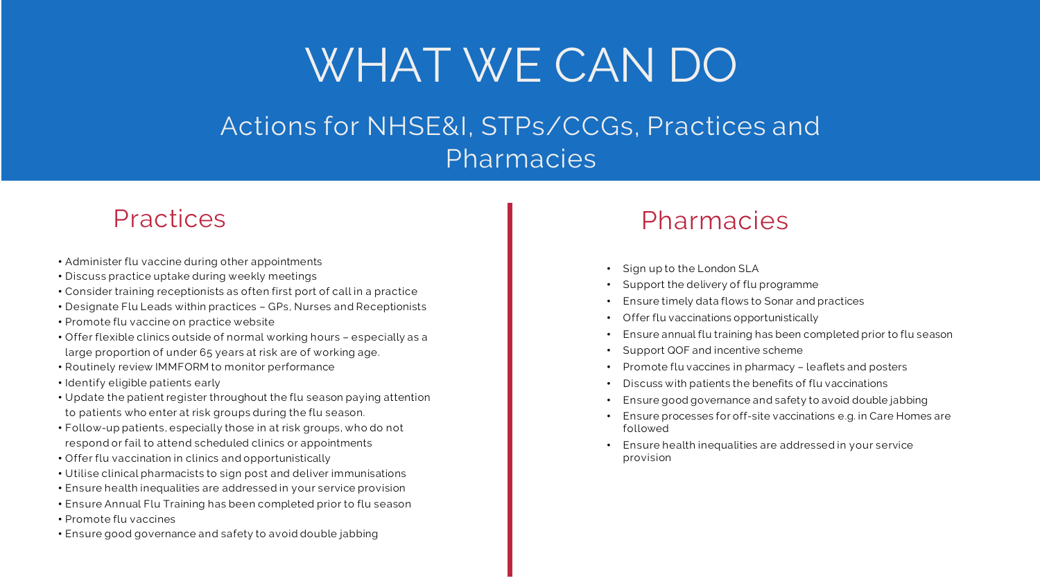# WHAT WE CAN DO

Actions for NHSE&I, STPs/CCGs, Practices and Pharmacies

## Practices

- Administer flu vaccine during other appointments
- Discuss practice uptake during weekly meetings
- Consider training receptionists as often first port of call in a practice
- Designate Flu Leads within practices – GPs, Nurses and Receptionists
- Promote flu vaccine on practice website
- Offer flexible clinics outside of normal working hours – especially as a large proportion of under 65 years at risk are of working age.
- Routinely review IMMFORM to monitor performance
- Identify eligible patients early
- Update the patient register throughout the flu season paying attention to patients who enter at risk groups during the flu season.
- Follow-up patients, especially those in at risk groups, who do not respond or fail to attend scheduled clinics or appointments
- Offer flu vaccination in clinics and opportunistically
- Utilise clinical pharmacists to sign post and deliver immunisations
- Ensure health inequalities are addressed in your service provision
- Ensure Annual Flu Training has been completed prior to flu season
- Promote flu vaccines
- Ensure good governance and safety to avoid double jabbing

## Pharmacies

- Sign up to the London SLA
- Support the delivery of flu programme
- Ensure timely data flows to Sonar and practices
- Offer flu vaccinations opportunistically
- Ensure annual flu training has been completed prior to flu season
- Support QOF and incentive scheme
- Promote flu vaccines in pharmacy – leaflets and posters
- Discuss with patients the benefits of flu vaccinations
- Ensure good governance and safety to avoid double jabbing
- Ensure processes for off-site vaccinations e.g. in Care Homes are followed
- Ensure health inequalities are addressed in your service provision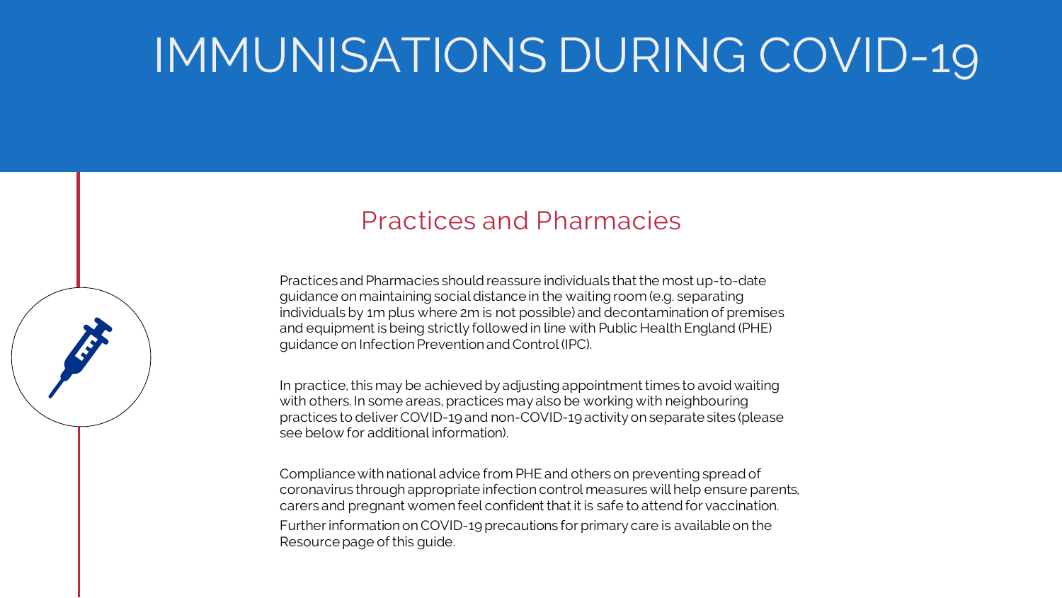# IMMUNISATIONS DURING COVID-19

## Practices and Pharmacies

Practices and Pharmacies should reassure individuals that the most up-to-date guidance on maintaining social distance in the waiting room (e.g. separating individuals by 1m plus where 2m is not possible) and decontamination of premises and equipment is being strictly followed in line with Public Health England (PHE) guidance on Infection Prevention and Control (IPC).

In practice, this may be achieved by adjusting appointment times to avoid waiting with others. In some areas, practices may also be working with neighbouring practices to deliver COVID-19 and non-COVID-19 activity on separate sites (please see below for additional information).

Compliance with national advice from PHE and others on preventing spread of coronavirus through appropriate infection control measures will help ensure parents, carers and pregnant women feel confident that it is safe to attend for vaccination.

Further information on COVID-19 precautions for primary care is available on the Resource page of this guide.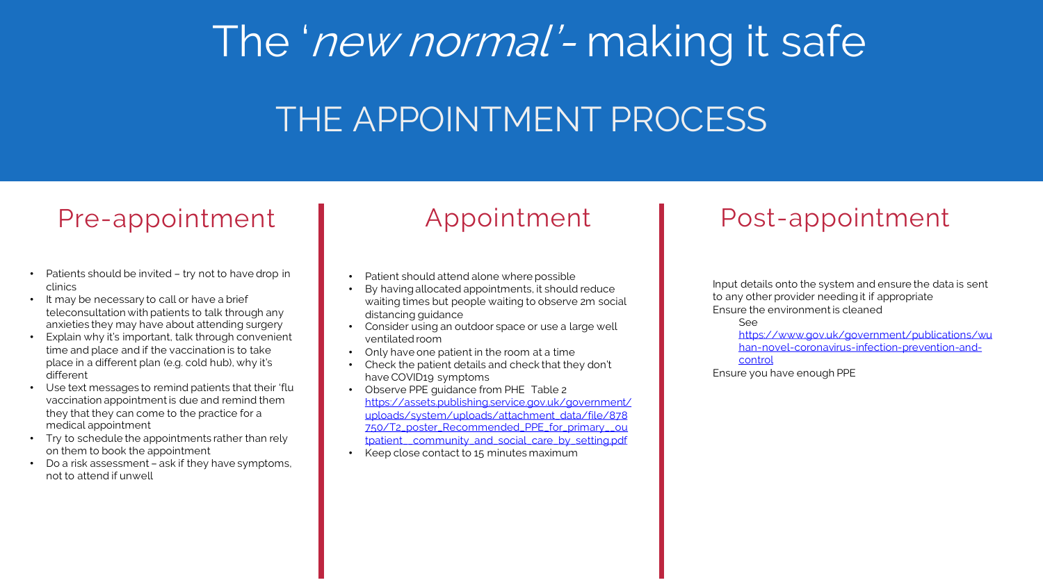# The '*new normal'*- making it safe

## THE APPOINTMENT PROCESS

### Pre-appointment

- Patients should be invited – try not to have drop in clinics
- It may be necessary to call or have a brief teleconsultation with patients to talk through any anxieties they may have about attending surgery
- Explain why it's important, talk through convenient time and place and if the vaccination is to take place in a different plan (e.g. cold hub), why it's different
- Use text messages to remind patients that their 'flu vaccination appointment is due and remind them they that they can come to the practice for a medical appointment
- Try to schedule the appointments rather than rely on them to book the appointment
- Do a risk assessment – ask if they have symptoms, not to attend if unwell

### Appointment

- Patient should attend alone where possible
- By having allocated appointments, it should reduce waiting times but people waiting to observe 2m social distancing guidance
- Consider using an outdoor space or use a large well ventilated room
- Only have one patient in the room at a time
- Check the patient details and check that they don't have COVID19 symptoms
- Observe PPE guidance from PHE Table 2 [https://assets.publishing.service.gov.uk/government/uploads/system/uploads/attachment_data/file/878750/T2_poster_Recommended_PPE_for_primary__outpatient__community_and_social_care_by_setting.pdf](https://assets.publishing.service.gov.uk/government/uploads/system/uploads/attachment_data/file/878750/T2_poster_Recommended_PPE_for_primary__outpatient__community_and_social_care_by_setting.pdf)
- Keep close contact to 15 minutes maximum

### Post-appointment

Input details onto the system and ensure the data is sent to any other provider needing it if appropriate

Ensure the environment is cleaned

See [https://www.gov.uk/government/publications/wuhan-novel-coronavirus-infection-prevention-and-control](https://www.gov.uk/government/publications/wuhan-novel-coronavirus-infection-prevention-and-control)

Ensure you have enough PPE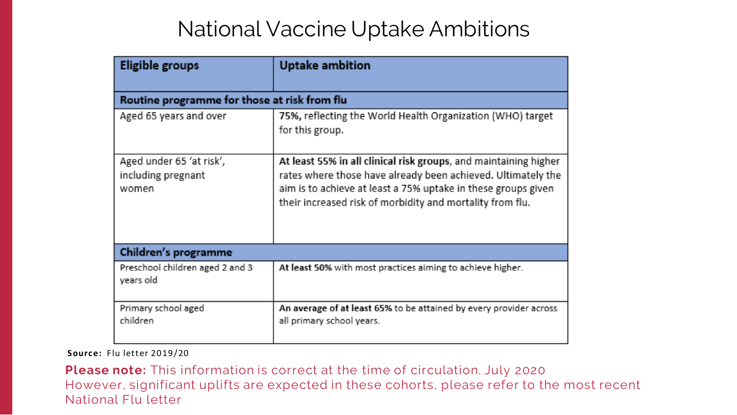# National Vaccine Uptake Ambitions

| Eligible groups | Uptake ambition |
|---|---|
| **Routine programme for those at risk from flu** | |
| Aged 65 years and over | **75%,** reflecting the World Health Organization (WHO) target for this group. |
| Aged under 65 'at risk', including pregnant women | **At least 55% in all clinical risk groups**, and maintaining higher rates where those have already been achieved. Ultimately the aim is to achieve at least a 75% uptake in these groups given their increased risk of morbidity and mortality from flu. |
| **Children's programme** | |
| Preschool children aged 2 and 3 years old | **At least 50%** with most practices aiming to achieve higher. |
| Primary school aged children | **An average of at least 65%** to be attained by every provider across all primary school years. |

**Source:** Flu letter 2019/20

**Please note:** This information is correct at the time of circulation. July 2020
However, significant uplifts are expected in these cohorts, please refer to the most recent National Flu letter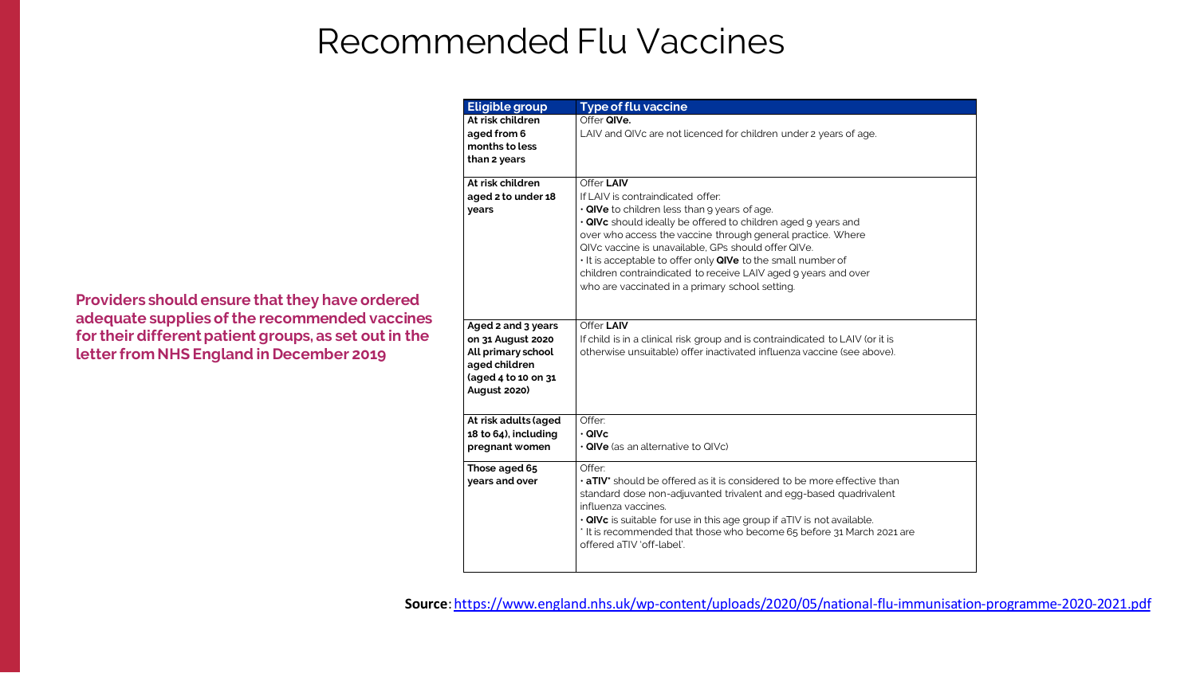# Recommended Flu Vaccines

**Providers should ensure that they have ordered adequate supplies of the recommended vaccines for their different patient groups, as set out in the letter from NHS England in December 2019**

| Eligible group | Type of flu vaccine |
|---|---|
| **At risk children aged from 6 months to less than 2 years** | Offer **QIVe.**<br>LAIV and QIVc are not licenced for children under 2 years of age. |
| **At risk children aged 2 to under 18 years** | Offer **LAIV**<br>If LAIV is contraindicated offer:<br>• **QIVe** to children less than 9 years of age.<br>• **QIVc** should ideally be offered to children aged 9 years and over who access the vaccine through general practice. Where QIVc vaccine is unavailable, GPs should offer QIVe.<br>• It is acceptable to offer only **QIVe** to the small number of children contraindicated to receive LAIV aged 9 years and over who are vaccinated in a primary school setting. |
| **Aged 2 and 3 years on 31 August 2020**<br>**All primary school aged children (aged 4 to 10 on 31 August 2020)** | Offer **LAIV**<br>If child is in a clinical risk group and is contraindicated to LAIV (or it is otherwise unsuitable) offer inactivated influenza vaccine (see above). |
| **At risk adults (aged 18 to 64), including pregnant women** | Offer:<br>• **QIVc**<br>• **QIVe** (as an alternative to QIVc) |
| **Those aged 65 years and over** | Offer:<br>• **aTIV*** should be offered as it is considered to be more effective than standard dose non-adjuvanted trivalent and egg-based quadrivalent influenza vaccines.<br>• **QIVc** is suitable for use in this age group if aTIV is not available.<br>* It is recommended that those who become 65 before 31 March 2021 are offered aTIV 'off-label'. |

**Source**: https://www.england.nhs.uk/wp-content/uploads/2020/05/national-flu-immunisation-programme-2020-2021.pdf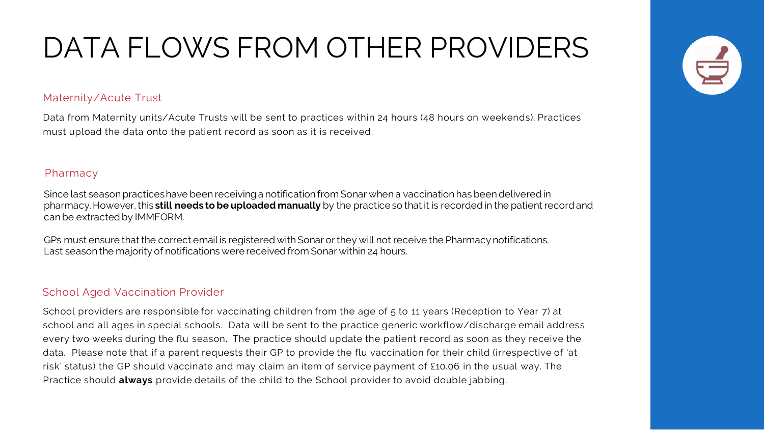# DATA FLOWS FROM OTHER PROVIDERS

## Maternity/Acute Trust

Data from Maternity units/Acute Trusts will be sent to practices within 24 hours (48 hours on weekends). Practices must upload the data onto the patient record as soon as it is received.

## Pharmacy

Since last season practices have been receiving a notification from Sonar when a vaccination has been delivered in pharmacy. However, this **still needs to be uploaded manually** by the practice so that it is recorded in the patient record and can be extracted by IMMFORM.

GPs must ensure that the correct email is registered with Sonar or they will not receive the Pharmacy notifications. Last season the majority of notifications were received from Sonar within 24 hours.

## School Aged Vaccination Provider

School providers are responsible for vaccinating children from the age of 5 to 11 years (Reception to Year 7) at school and all ages in special schools. Data will be sent to the practice generic workflow/discharge email address every two weeks during the flu season. The practice should update the patient record as soon as they receive the data. Please note that if a parent requests their GP to provide the flu vaccination for their child (irrespective of 'at risk' status) the GP should vaccinate and may claim an item of service payment of £10.06 in the usual way. The Practice should **always** provide details of the child to the School provider to avoid double jabbing.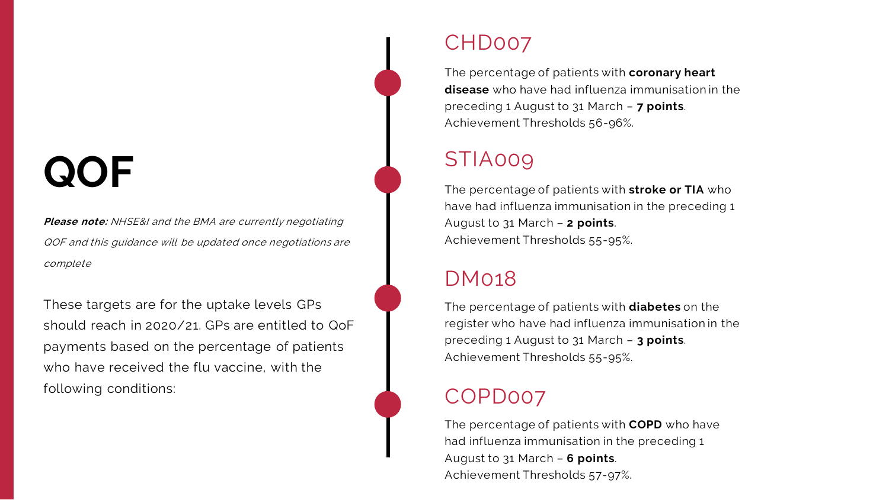# QOF

***Please note:*** *NHSE&I and the BMA are currently negotiating QOF and this guidance will be updated once negotiations are complete*

These targets are for the uptake levels GPs should reach in 2020/21. GPs are entitled to QoF payments based on the percentage of patients who have received the flu vaccine, with the following conditions:

## CHD007

The percentage of patients with **coronary heart disease** who have had influenza immunisation in the preceding 1 August to 31 March – **7 points**.
Achievement Thresholds 56-96%.

## STIA009

The percentage of patients with **stroke or TIA** who have had influenza immunisation in the preceding 1 August to 31 March – **2 points**.
Achievement Thresholds 55-95%.

## DM018

The percentage of patients with **diabetes** on the register who have had influenza immunisation in the preceding 1 August to 31 March – **3 points**.
Achievement Thresholds 55-95%.

## COPD007

The percentage of patients with **COPD** who have had influenza immunisation in the preceding 1 August to 31 March – **6 points**.
Achievement Thresholds 57-97%.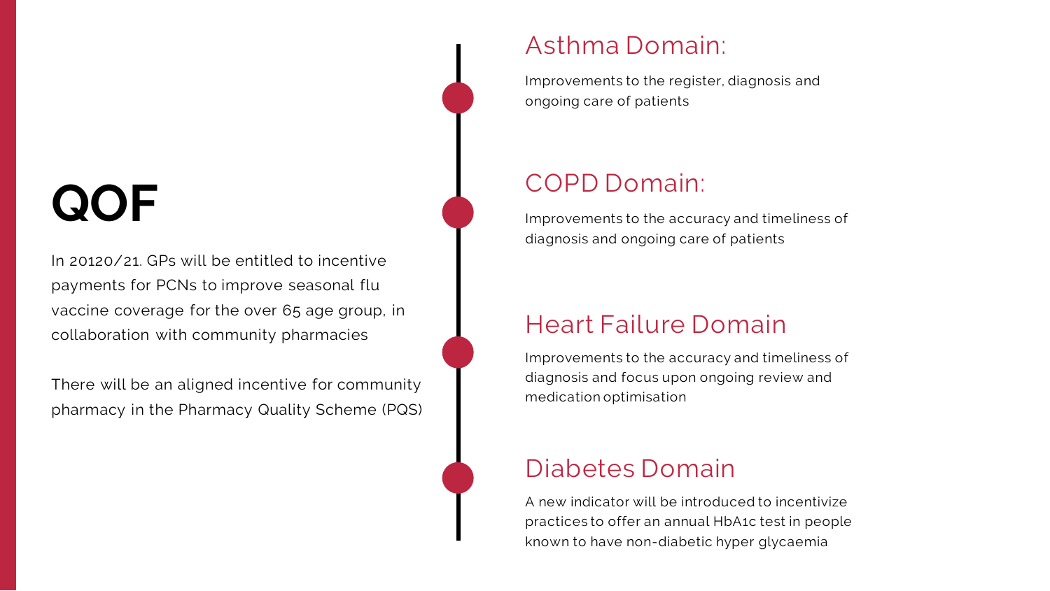# QOF

In 20120/21. GPs will be entitled to incentive payments for PCNs to improve seasonal flu vaccine coverage for the over 65 age group, in collaboration with community pharmacies

There will be an aligned incentive for community pharmacy in the Pharmacy Quality Scheme (PQS)

## Asthma Domain:

Improvements to the register, diagnosis and ongoing care of patients

## COPD Domain:

Improvements to the accuracy and timeliness of diagnosis and ongoing care of patients

## Heart Failure Domain

Improvements to the accuracy and timeliness of diagnosis and focus upon ongoing review and medication optimisation

## Diabetes Domain

A new indicator will be introduced to incentivize practices to offer an annual HbA1c test in people known to have non-diabetic hyper glycaemia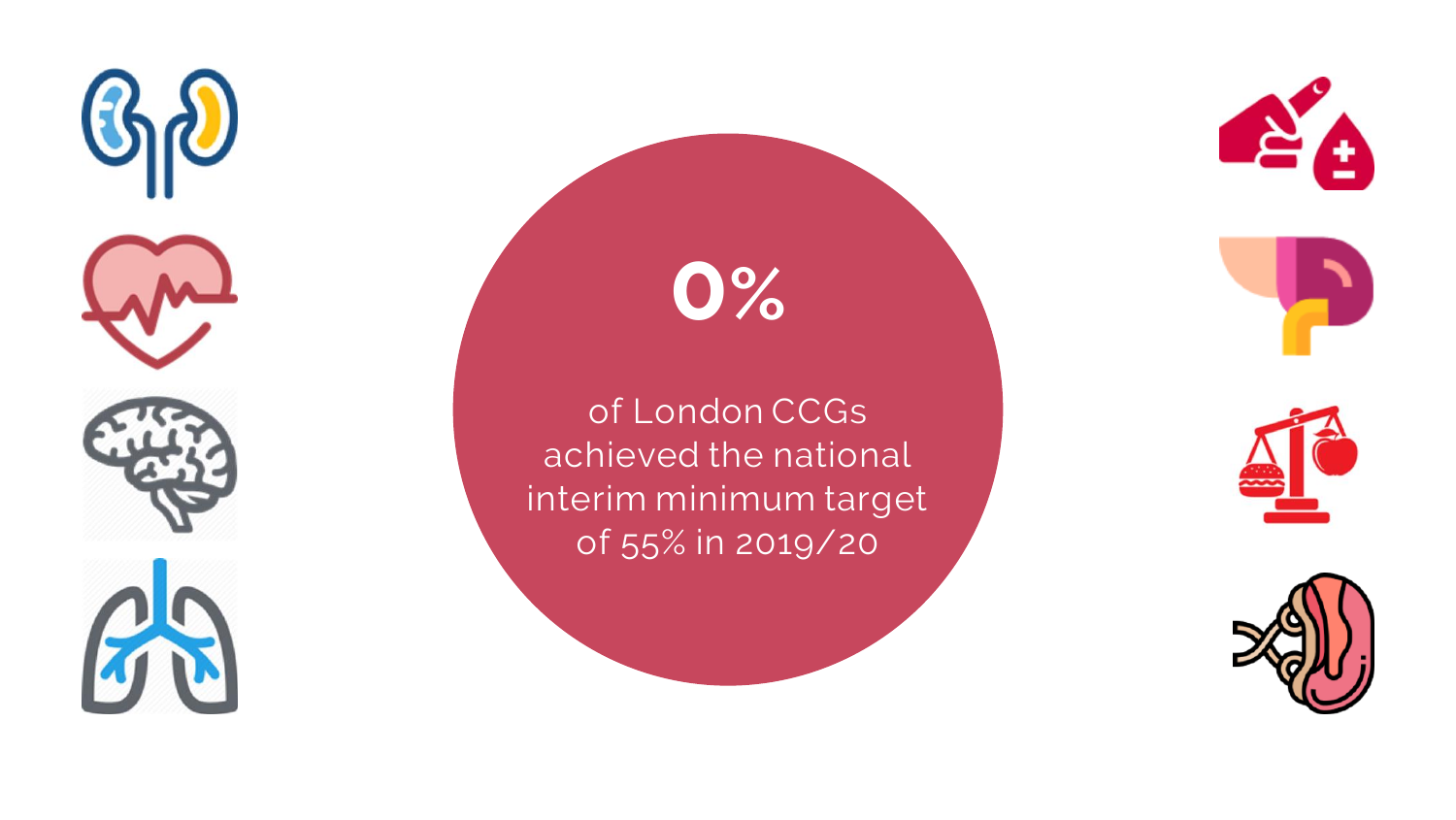**0%**

of London CCGs achieved the national interim minimum target of 55% in 2019/20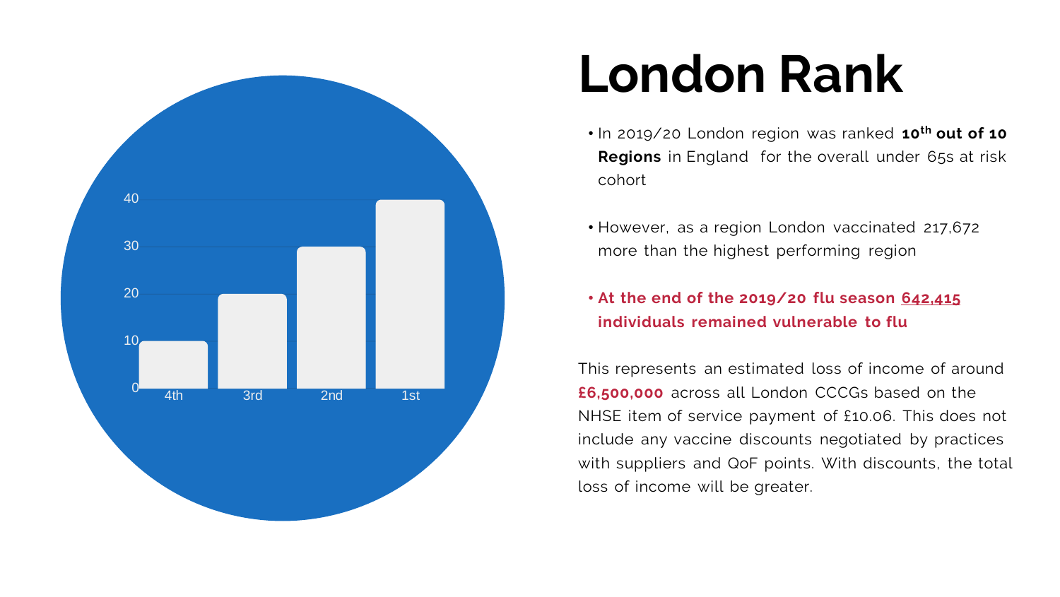# London Rank

- In 2019/20 London region was ranked **10th out of 10 Regions** in England for the overall under 65s at risk cohort
- However, as a region London vaccinated 217,672 more than the highest performing region
- **At the end of the 2019/20 flu season 642,415 individuals remained vulnerable to flu**

This represents an estimated loss of income of around **£6,500,000** across all London CCCGs based on the NHSE item of service payment of £10.06. This does not include any vaccine discounts negotiated by practices with suppliers and QoF points. With discounts, the total loss of income will be greater.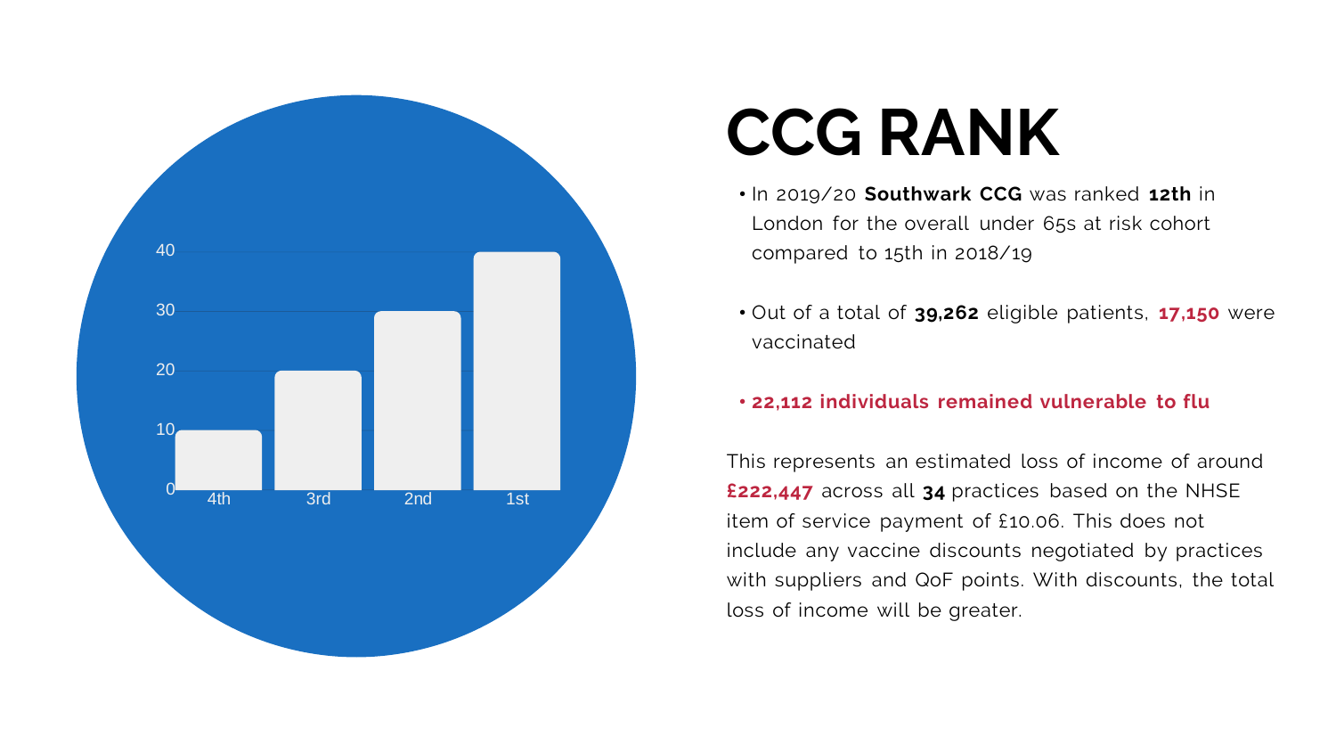# CCG RANK

- In 2019/20 **Southwark CCG** was ranked **12th** in London for the overall under 65s at risk cohort compared to 15th in 2018/19
- Out of a total of **39,262** eligible patients, **17,150** were vaccinated
- **22,112 individuals remained vulnerable to flu**

This represents an estimated loss of income of around **£222,447** across all **34** practices based on the NHSE item of service payment of £10.06. This does not include any vaccine discounts negotiated by practices with suppliers and QoF points. With discounts, the total loss of income will be greater.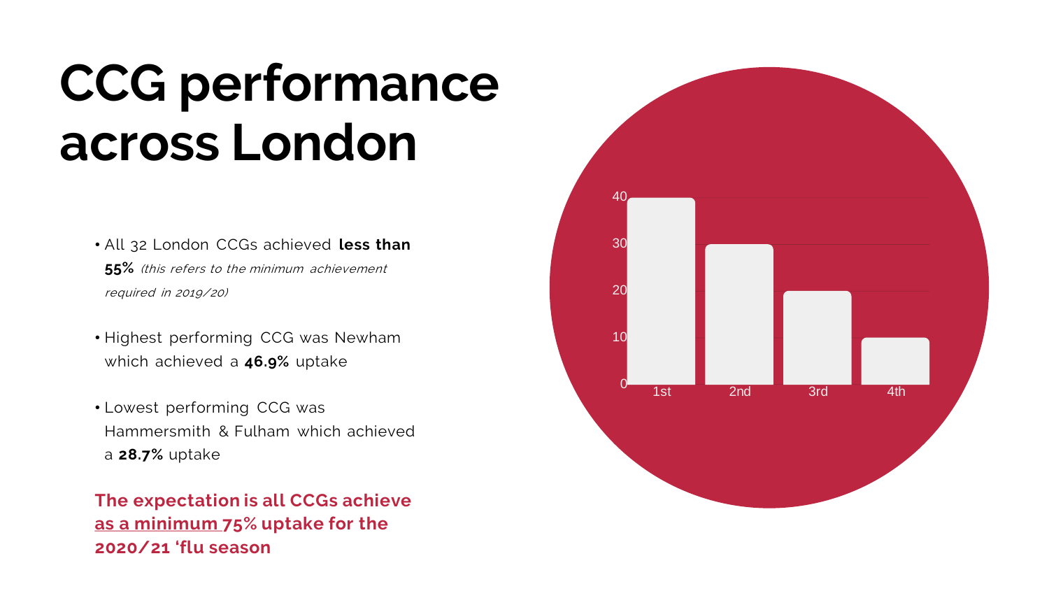# CCG performance across London

- All 32 London CCGs achieved **less than 55%** *(this refers to the minimum achievement required in 2019/20)*
- Highest performing CCG was Newham which achieved a **46.9%** uptake
- Lowest performing CCG was Hammersmith & Fulham which achieved a **28.7%** uptake

**The expectation is all CCGs achieve as a minimum 75% uptake for the 2020/21 'flu season**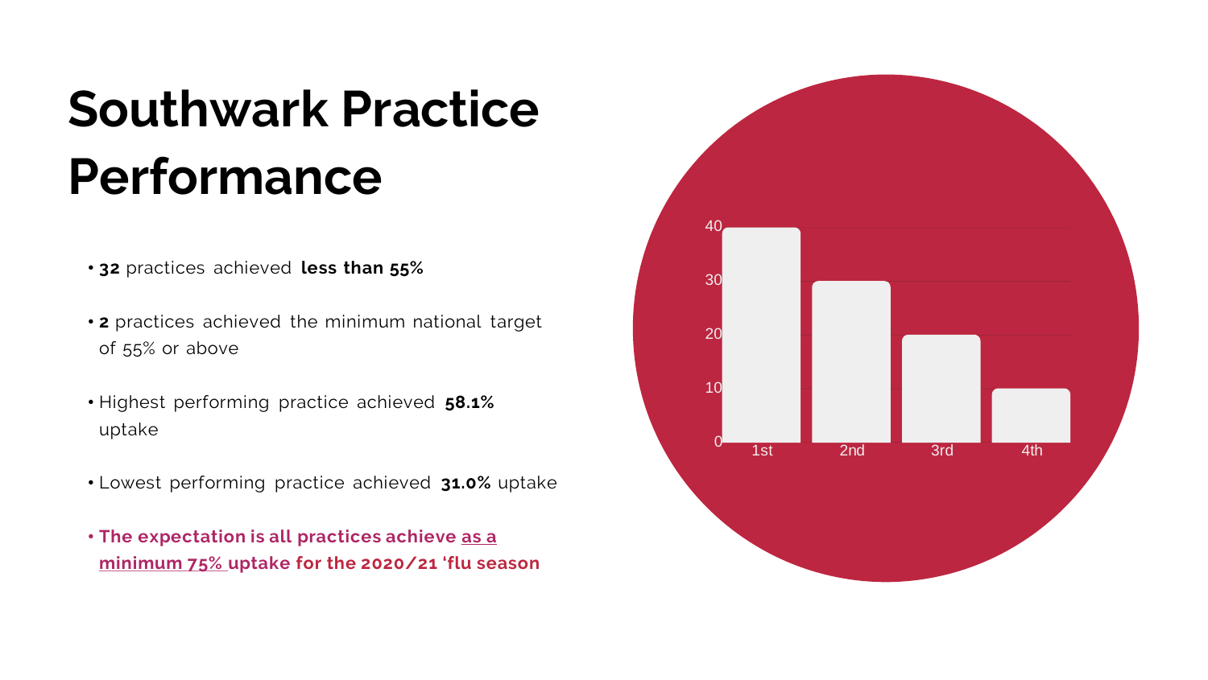# Southwark Practice Performance

- **32** practices achieved **less than 55%**
- **2** practices achieved the minimum national target of 55% or above
- Highest performing practice achieved **58.1%** uptake
- Lowest performing practice achieved **31.0%** uptake
- **The expectation is all practices achieve as a minimum 75% uptake for the 2020/21 'flu season**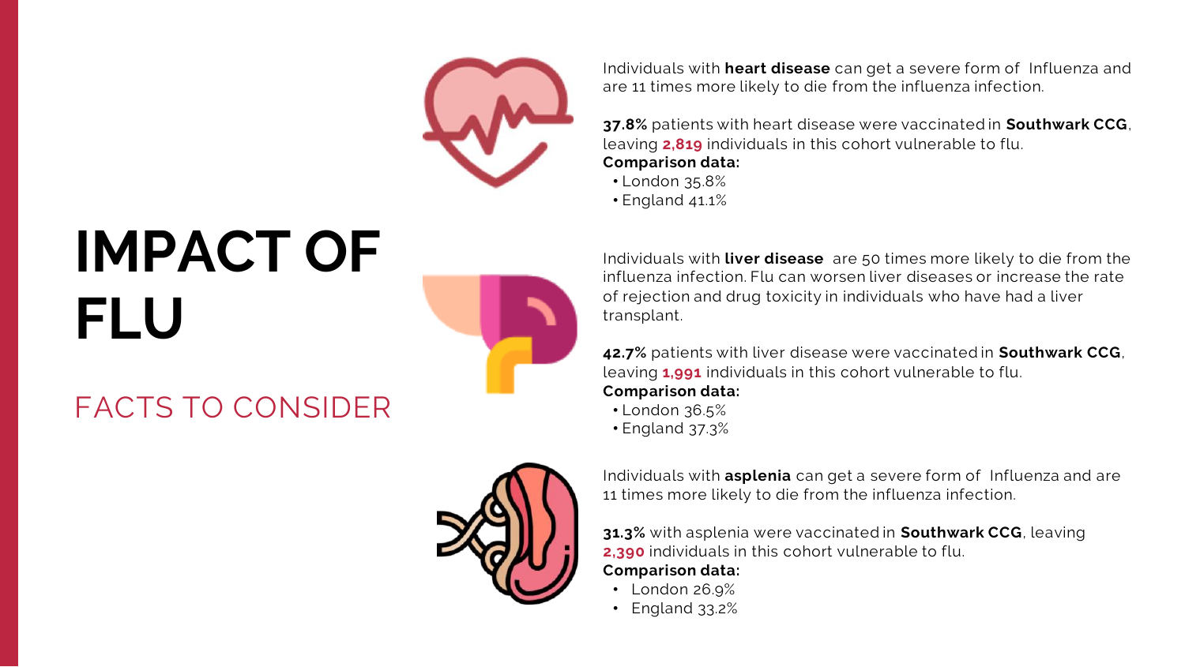# IMPACT OF FLU

## FACTS TO CONSIDER

Individuals with **heart disease** can get a severe form of Influenza and are 11 times more likely to die from the influenza infection.

**37.8%** patients with heart disease were vaccinated in **Southwark CCG**, leaving **2,819** individuals in this cohort vulnerable to flu.

**Comparison data:**

- London 35.8%
- England 41.1%

Individuals with **liver disease** are 50 times more likely to die from the influenza infection. Flu can worsen liver diseases or increase the rate of rejection and drug toxicity in individuals who have had a liver transplant.

**42.7%** patients with liver disease were vaccinated in **Southwark CCG**, leaving **1,991** individuals in this cohort vulnerable to flu.

**Comparison data:**

- London 36.5%
- England 37.3%

Individuals with **asplenia** can get a severe form of Influenza and are 11 times more likely to die from the influenza infection.

**31.3%** with asplenia were vaccinated in **Southwark CCG**, leaving **2,390** individuals in this cohort vulnerable to flu.

**Comparison data:**

- London 26.9%
- England 33.2%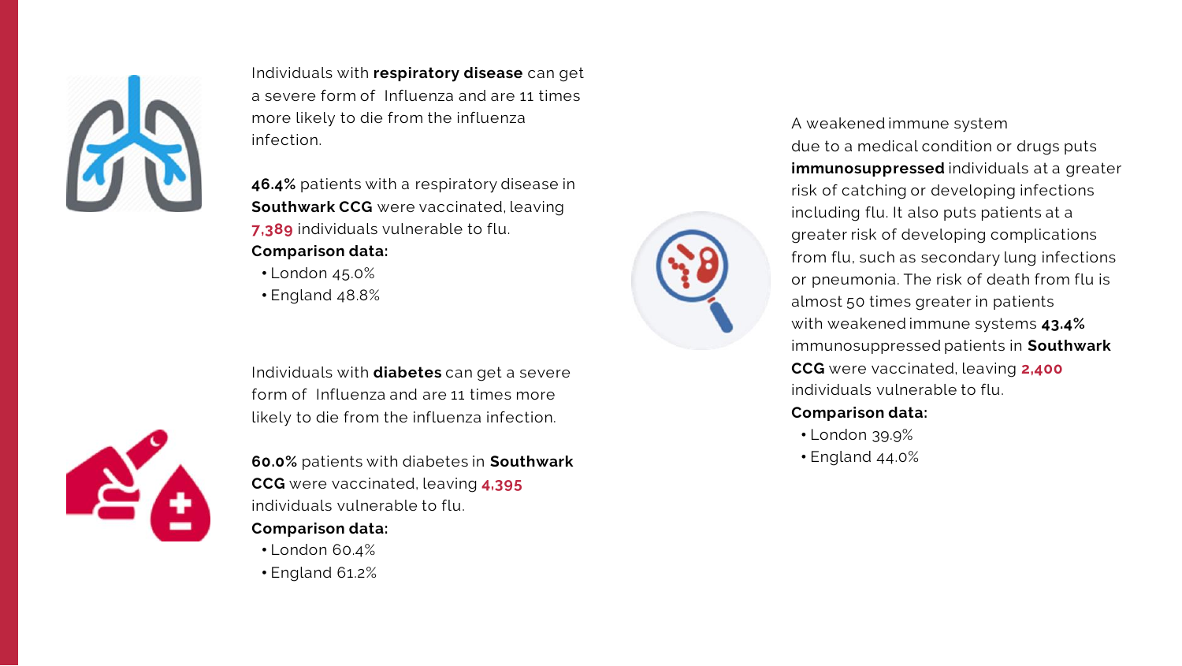Individuals with **respiratory disease** can get a severe form of Influenza and are 11 times more likely to die from the influenza infection.

**46.4%** patients with a respiratory disease in **Southwark CCG** were vaccinated, leaving **7,389** individuals vulnerable to flu.

**Comparison data:**

- London 45.0%
- England 48.8%

Individuals with **diabetes** can get a severe form of Influenza and are 11 times more likely to die from the influenza infection.

**60.0%** patients with diabetes in **Southwark CCG** were vaccinated, leaving **4,395** individuals vulnerable to flu.

**Comparison data:**

- London 60.4%
- England 61.2%

A weakened immune system due to a medical condition or drugs puts **immunosuppressed** individuals at a greater risk of catching or developing infections including flu. It also puts patients at a greater risk of developing complications from flu, such as secondary lung infections or pneumonia. The risk of death from flu is almost 50 times greater in patients with weakened immune systems **43.4%** immunosuppressed patients in **Southwark CCG** were vaccinated, leaving **2,400** individuals vulnerable to flu.

**Comparison data:**

- London 39.9%
- England 44.0%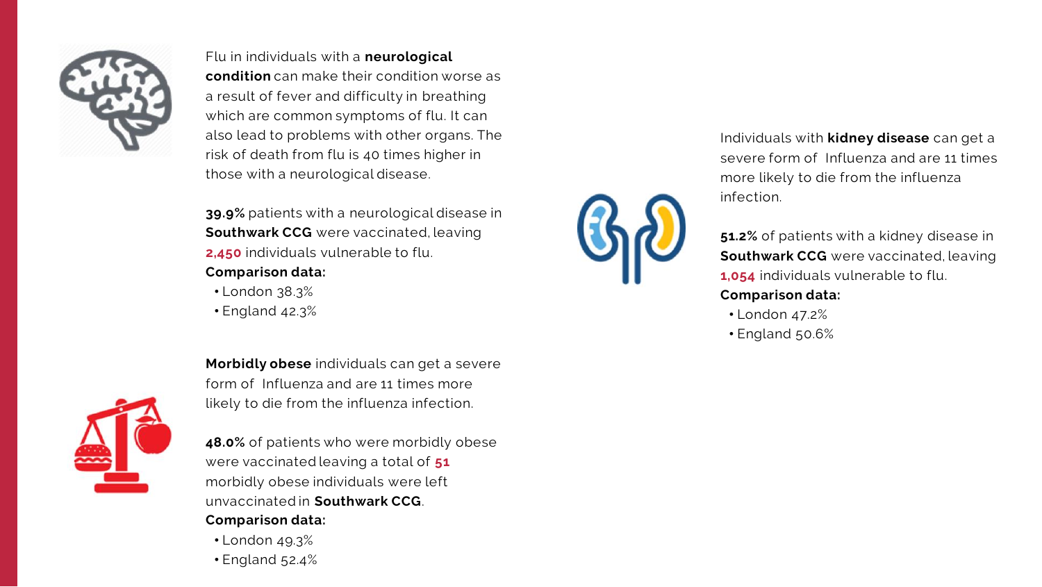Flu in individuals with a **neurological condition** can make their condition worse as a result of fever and difficulty in breathing which are common symptoms of flu. It can also lead to problems with other organs. The risk of death from flu is 40 times higher in those with a neurological disease.

**39.9%** patients with a neurological disease in **Southwark CCG** were vaccinated, leaving **2,450** individuals vulnerable to flu.

**Comparison data:**

- London 38.3%
- England 42.3%

**Morbidly obese** individuals can get a severe form of Influenza and are 11 times more likely to die from the influenza infection.

**48.0%** of patients who were morbidly obese were vaccinated leaving a total of **51** morbidly obese individuals were left unvaccinated in **Southwark CCG**.

**Comparison data:**

- London 49.3%
- England 52.4%

Individuals with **kidney disease** can get a severe form of Influenza and are 11 times more likely to die from the influenza infection.

**51.2%** of patients with a kidney disease in **Southwark CCG** were vaccinated, leaving **1,054** individuals vulnerable to flu.

**Comparison data:**

- London 47.2%
- England 50.6%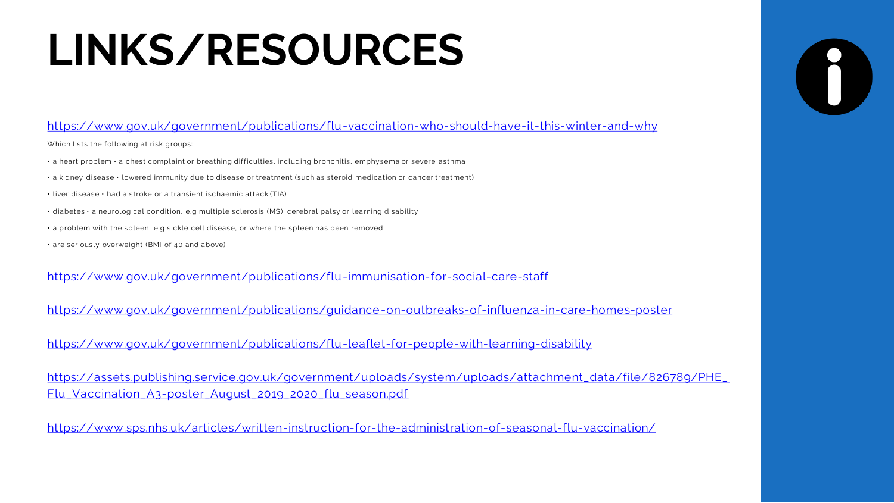# LINKS/RESOURCES

https://www.gov.uk/government/publications/flu-vaccination-who-should-have-it-this-winter-and-why

Which lists the following at risk groups:

- a heart problem • a chest complaint or breathing difficulties, including bronchitis, emphysema or severe asthma
- a kidney disease • lowered immunity due to disease or treatment (such as steroid medication or cancer treatment)
- liver disease • had a stroke or a transient ischaemic attack (TIA)
- diabetes • a neurological condition, e.g multiple sclerosis (MS), cerebral palsy or learning disability
- a problem with the spleen, e.g sickle cell disease, or where the spleen has been removed
- are seriously overweight (BMI of 40 and above)

https://www.gov.uk/government/publications/flu-immunisation-for-social-care-staff

https://www.gov.uk/government/publications/guidance-on-outbreaks-of-influenza-in-care-homes-poster

https://www.gov.uk/government/publications/flu-leaflet-for-people-with-learning-disability

https://assets.publishing.service.gov.uk/government/uploads/system/uploads/attachment_data/file/826789/PHE_Flu_Vaccination_A3-poster_August_2019_2020_flu_season.pdf

https://www.sps.nhs.uk/articles/written-instruction-for-the-administration-of-seasonal-flu-vaccination/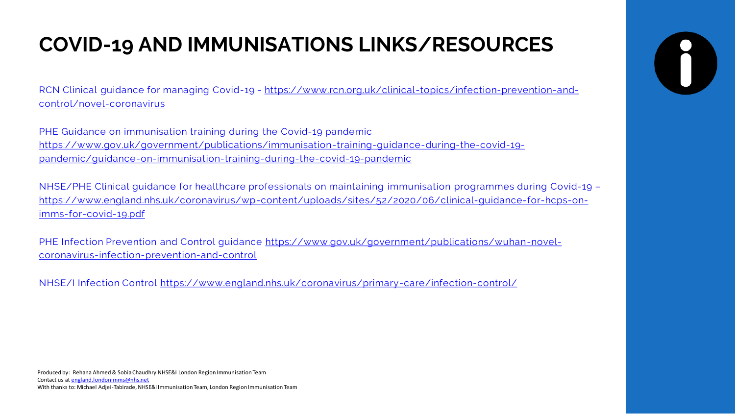# COVID-19 AND IMMUNISATIONS LINKS/RESOURCES

RCN Clinical guidance for managing Covid-19 - https://www.rcn.org.uk/clinical-topics/infection-prevention-and-control/novel-coronavirus

PHE Guidance on immunisation training during the Covid-19 pandemic https://www.gov.uk/government/publications/immunisation-training-guidance-during-the-covid-19-pandemic/guidance-on-immunisation-training-during-the-covid-19-pandemic

NHSE/PHE Clinical guidance for healthcare professionals on maintaining immunisation programmes during Covid-19 – https://www.england.nhs.uk/coronavirus/wp-content/uploads/sites/52/2020/06/clinical-guidance-for-hcps-on-imms-for-covid-19.pdf

PHE Infection Prevention and Control guidance https://www.gov.uk/government/publications/wuhan-novel-coronavirus-infection-prevention-and-control

NHSE/I Infection Control https://www.england.nhs.uk/coronavirus/primary-care/infection-control/

Produced by: Rehana Ahmed & Sobia Chaudhry NHSE&I London Region Immunisation Team
Contact us at england.londonimms@nhs.net
With thanks to: Michael Adjei-Tabirade, NHSE&I Immunisation Team, London Region Immunisation Team